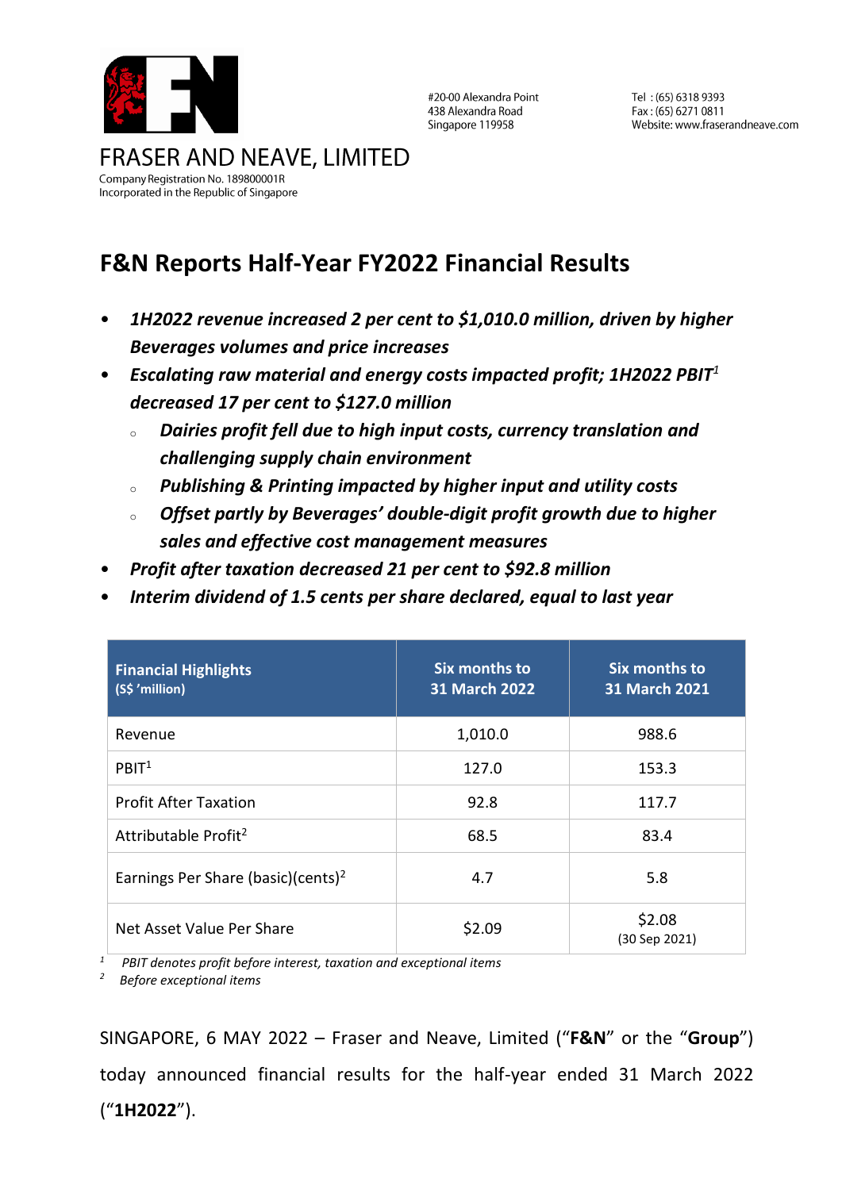FRASER AND NEAVE, LIMITED
Company Registration No. 189800001R
Incorporated in the Republic of Singapore

#20-00 Alexandra Point
438 Alexandra Road
Singapore 119958

Tel : (65) 6318 9393
Fax : (65) 6271 0811
Website: www.fraserandneave.com

# F&N Reports Half-Year FY2022 Financial Results

- ***1H2022 revenue increased 2 per cent to $1,010.0 million, driven by higher Beverages volumes and price increases***
- ***Escalating raw material and energy costs impacted profit; 1H2022 PBIT[1] decreased 17 per cent to $127.0 million***
  - ***Dairies profit fell due to high input costs, currency translation and challenging supply chain environment***
  - ***Publishing & Printing impacted by higher input and utility costs***
  - ***Offset partly by Beverages' double-digit profit growth due to higher sales and effective cost management measures***
- ***Profit after taxation decreased 21 per cent to $92.8 million***
- ***Interim dividend of 1.5 cents per share declared, equal to last year***

| **Financial Highlights** (S$ 'million) | **Six months to 31 March 2022** | **Six months to 31 March 2021** |
|---|---|---|
| Revenue | 1,010.0 | 988.6 |
| PBIT[1] | 127.0 | 153.3 |
| Profit After Taxation | 92.8 | 117.7 |
| Attributable Profit[2] | 68.5 | 83.4 |
| Earnings Per Share (basic)(cents)[2] | 4.7 | 5.8 |
| Net Asset Value Per Share | $2.09 | $2.08 (30 Sep 2021) |

[1] *PBIT denotes profit before interest, taxation and exceptional items*
[2] *Before exceptional items*

SINGAPORE, 6 MAY 2022 – Fraser and Neave, Limited ("**F&N**" or the "**Group**") today announced financial results for the half-year ended 31 March 2022 ("**1H2022**").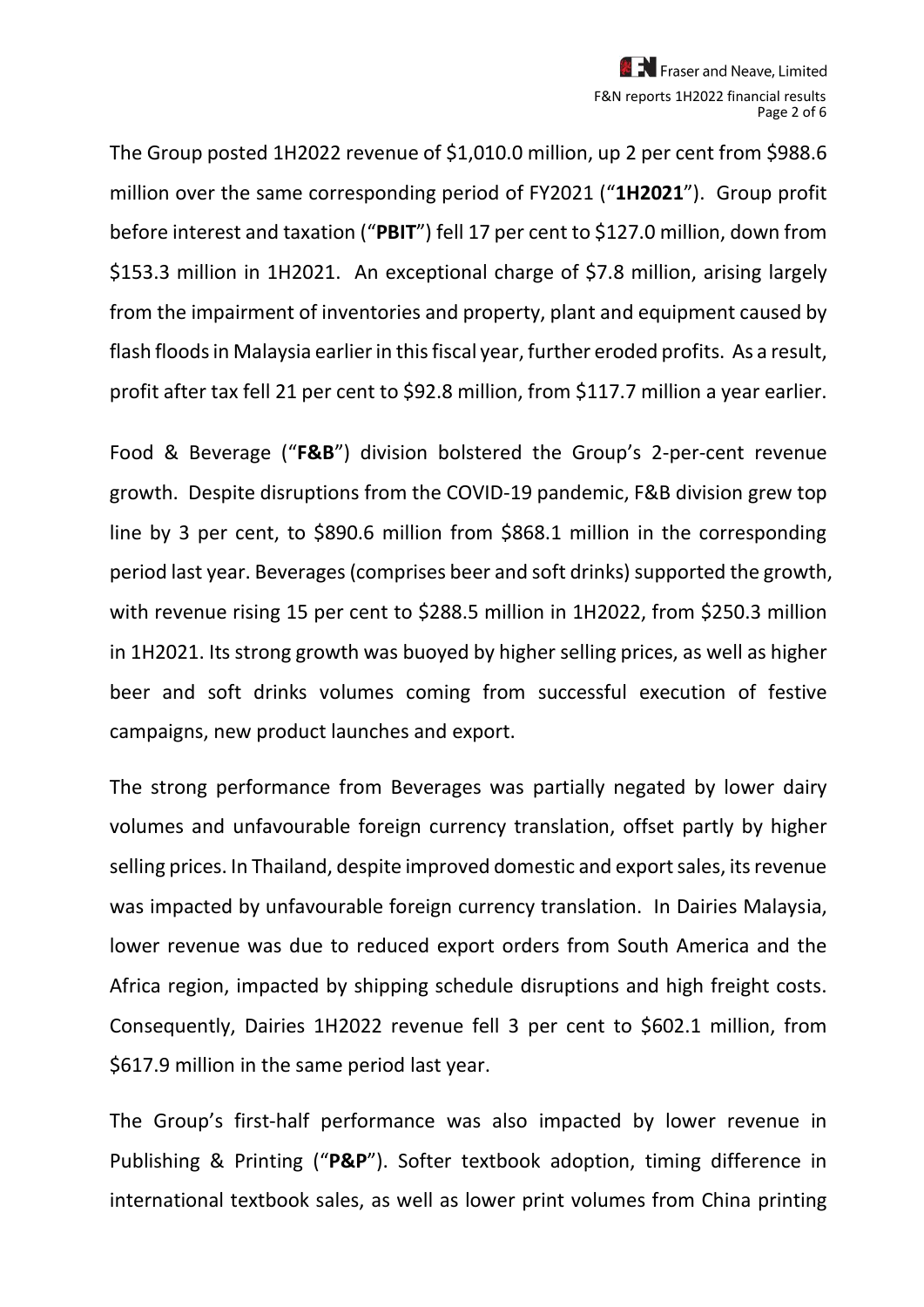The Group posted 1H2022 revenue of $1,010.0 million, up 2 per cent from $988.6 million over the same corresponding period of FY2021 ("**1H2021**"). Group profit before interest and taxation ("**PBIT**") fell 17 per cent to $127.0 million, down from $153.3 million in 1H2021. An exceptional charge of $7.8 million, arising largely from the impairment of inventories and property, plant and equipment caused by flash floods in Malaysia earlier in this fiscal year, further eroded profits. As a result, profit after tax fell 21 per cent to $92.8 million, from $117.7 million a year earlier.

Food & Beverage ("**F&B**") division bolstered the Group's 2-per-cent revenue growth. Despite disruptions from the COVID-19 pandemic, F&B division grew top line by 3 per cent, to $890.6 million from $868.1 million in the corresponding period last year. Beverages (comprises beer and soft drinks) supported the growth, with revenue rising 15 per cent to $288.5 million in 1H2022, from $250.3 million in 1H2021. Its strong growth was buoyed by higher selling prices, as well as higher beer and soft drinks volumes coming from successful execution of festive campaigns, new product launches and export.

The strong performance from Beverages was partially negated by lower dairy volumes and unfavourable foreign currency translation, offset partly by higher selling prices. In Thailand, despite improved domestic and export sales, its revenue was impacted by unfavourable foreign currency translation. In Dairies Malaysia, lower revenue was due to reduced export orders from South America and the Africa region, impacted by shipping schedule disruptions and high freight costs. Consequently, Dairies 1H2022 revenue fell 3 per cent to $602.1 million, from $617.9 million in the same period last year.

The Group's first-half performance was also impacted by lower revenue in Publishing & Printing ("**P&P**"). Softer textbook adoption, timing difference in international textbook sales, as well as lower print volumes from China printing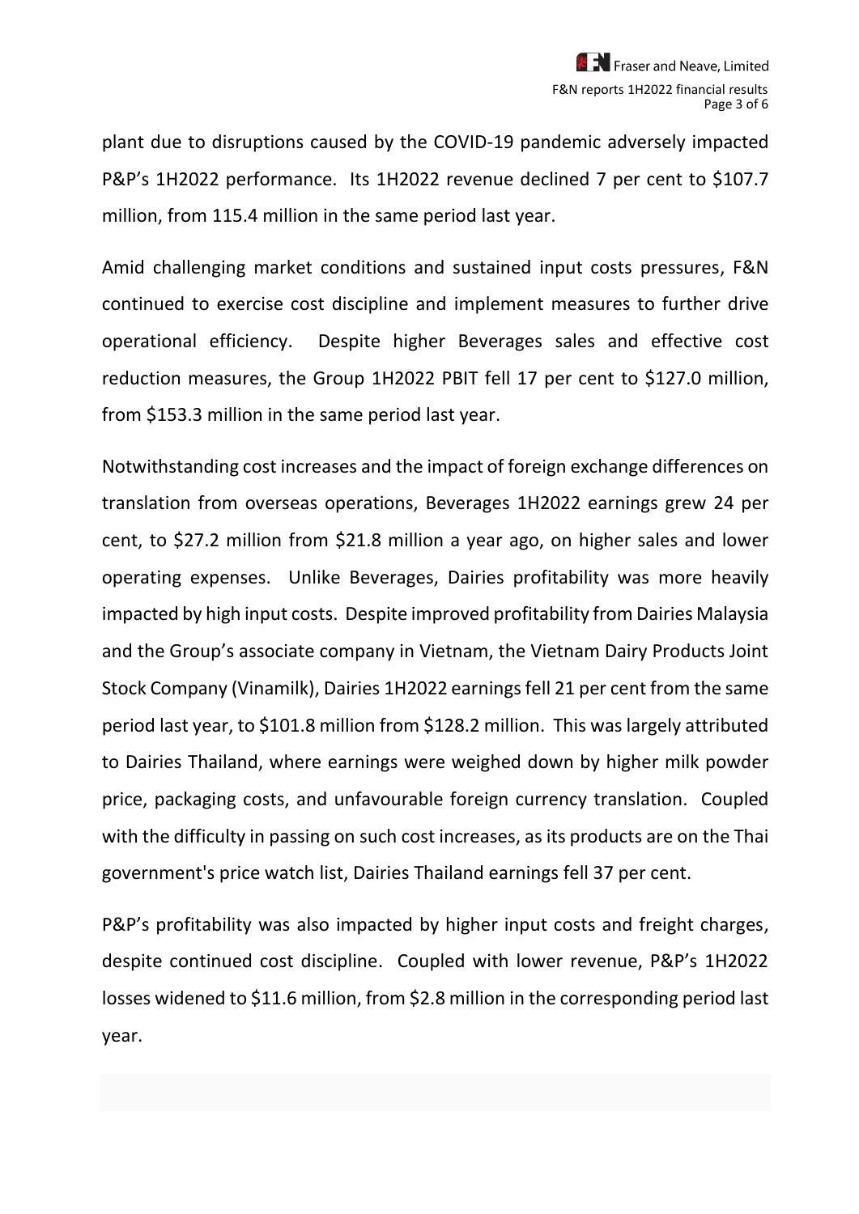plant due to disruptions caused by the COVID-19 pandemic adversely impacted P&P's 1H2022 performance. Its 1H2022 revenue declined 7 per cent to $107.7 million, from 115.4 million in the same period last year.

Amid challenging market conditions and sustained input costs pressures, F&N continued to exercise cost discipline and implement measures to further drive operational efficiency. Despite higher Beverages sales and effective cost reduction measures, the Group 1H2022 PBIT fell 17 per cent to $127.0 million, from $153.3 million in the same period last year.

Notwithstanding cost increases and the impact of foreign exchange differences on translation from overseas operations, Beverages 1H2022 earnings grew 24 per cent, to $27.2 million from $21.8 million a year ago, on higher sales and lower operating expenses. Unlike Beverages, Dairies profitability was more heavily impacted by high input costs. Despite improved profitability from Dairies Malaysia and the Group's associate company in Vietnam, the Vietnam Dairy Products Joint Stock Company (Vinamilk), Dairies 1H2022 earnings fell 21 per cent from the same period last year, to $101.8 million from $128.2 million. This was largely attributed to Dairies Thailand, where earnings were weighed down by higher milk powder price, packaging costs, and unfavourable foreign currency translation. Coupled with the difficulty in passing on such cost increases, as its products are on the Thai government's price watch list, Dairies Thailand earnings fell 37 per cent.

P&P's profitability was also impacted by higher input costs and freight charges, despite continued cost discipline. Coupled with lower revenue, P&P's 1H2022 losses widened to $11.6 million, from $2.8 million in the corresponding period last year.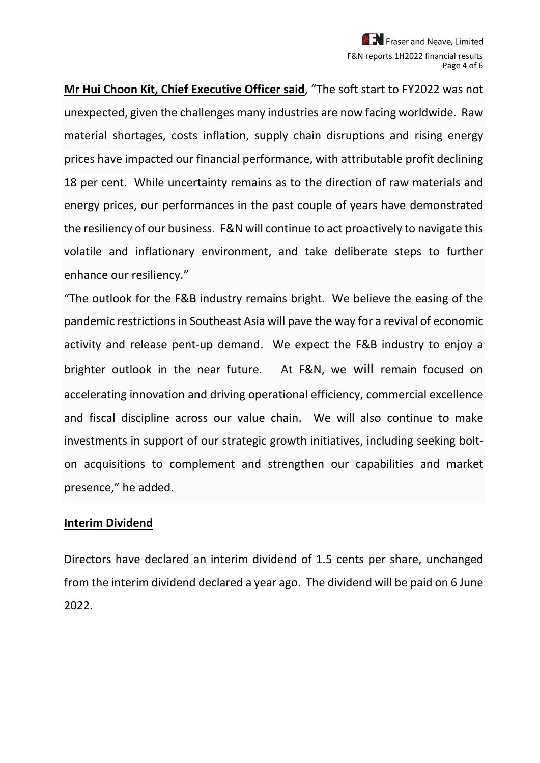**Mr Hui Choon Kit, Chief Executive Officer said**, "The soft start to FY2022 was not unexpected, given the challenges many industries are now facing worldwide. Raw material shortages, costs inflation, supply chain disruptions and rising energy prices have impacted our financial performance, with attributable profit declining 18 per cent. While uncertainty remains as to the direction of raw materials and energy prices, our performances in the past couple of years have demonstrated the resiliency of our business. F&N will continue to act proactively to navigate this volatile and inflationary environment, and take deliberate steps to further enhance our resiliency."

"The outlook for the F&B industry remains bright. We believe the easing of the pandemic restrictions in Southeast Asia will pave the way for a revival of economic activity and release pent-up demand. We expect the F&B industry to enjoy a brighter outlook in the near future. At F&N, we will remain focused on accelerating innovation and driving operational efficiency, commercial excellence and fiscal discipline across our value chain. We will also continue to make investments in support of our strategic growth initiatives, including seeking bolt-on acquisitions to complement and strengthen our capabilities and market presence," he added.

**Interim Dividend**

Directors have declared an interim dividend of 1.5 cents per share, unchanged from the interim dividend declared a year ago. The dividend will be paid on 6 June 2022.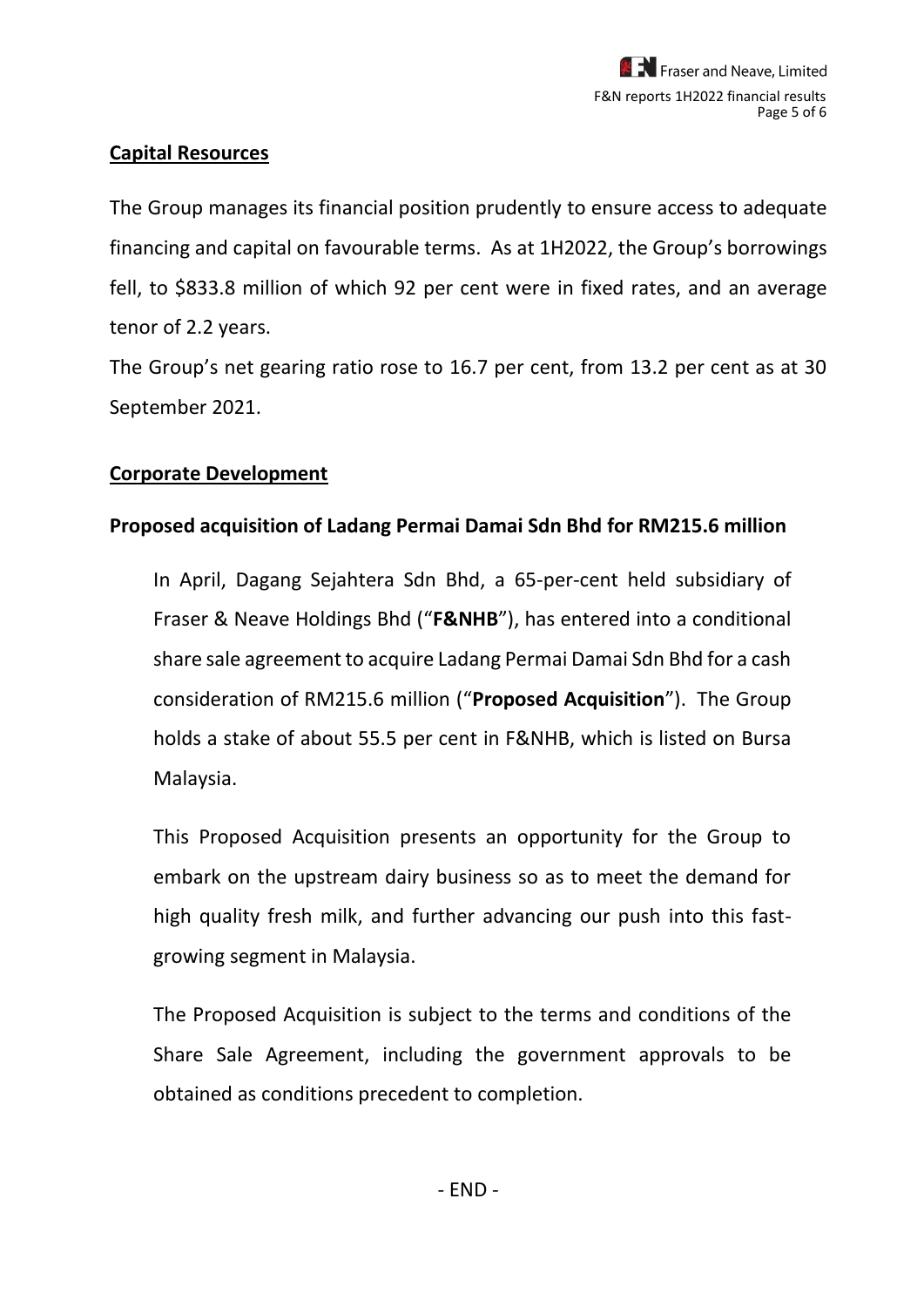## Capital Resources

The Group manages its financial position prudently to ensure access to adequate financing and capital on favourable terms. As at 1H2022, the Group's borrowings fell, to $833.8 million of which 92 per cent were in fixed rates, and an average tenor of 2.2 years.

The Group's net gearing ratio rose to 16.7 per cent, from 13.2 per cent as at 30 September 2021.

## Corporate Development

### Proposed acquisition of Ladang Permai Damai Sdn Bhd for RM215.6 million

In April, Dagang Sejahtera Sdn Bhd, a 65-per-cent held subsidiary of Fraser & Neave Holdings Bhd ("**F&NHB**"), has entered into a conditional share sale agreement to acquire Ladang Permai Damai Sdn Bhd for a cash consideration of RM215.6 million ("**Proposed Acquisition**"). The Group holds a stake of about 55.5 per cent in F&NHB, which is listed on Bursa Malaysia.

This Proposed Acquisition presents an opportunity for the Group to embark on the upstream dairy business so as to meet the demand for high quality fresh milk, and further advancing our push into this fast-growing segment in Malaysia.

The Proposed Acquisition is subject to the terms and conditions of the Share Sale Agreement, including the government approvals to be obtained as conditions precedent to completion.

- END -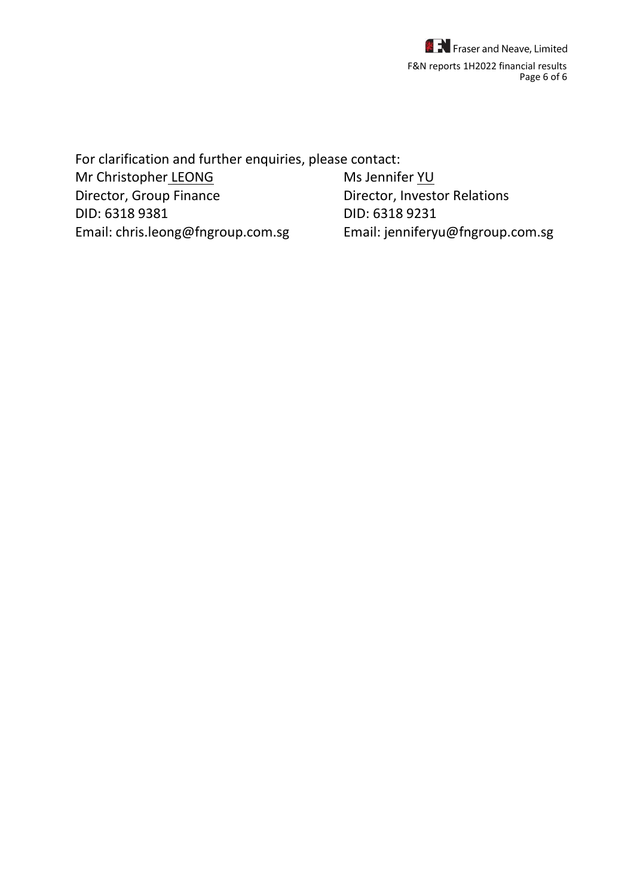For clarification and further enquiries, please contact:

Mr Christopher LEONG
Director, Group Finance
DID: 6318 9381
Email: chris.leong@fngroup.com.sg

Ms Jennifer YU
Director, Investor Relations
DID: 6318 9231
Email: jenniferyu@fngroup.com.sg